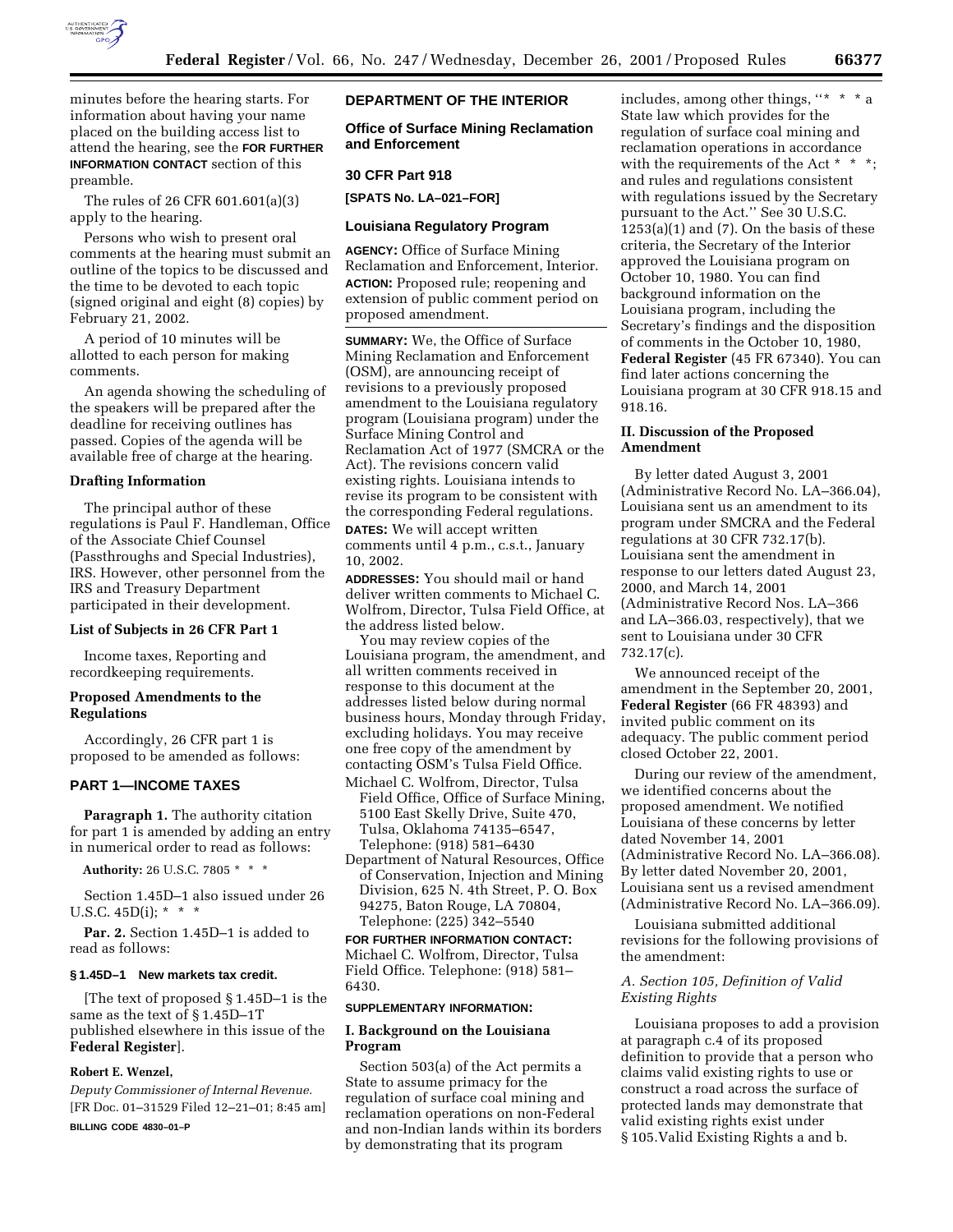minutes before the hearing starts. For information about having your name placed on the building access list to attend the hearing, see the **FOR FURTHER INFORMATION CONTACT** section of this preamble.

The rules of 26 CFR 601.601(a)(3) apply to the hearing.

Persons who wish to present oral comments at the hearing must submit an outline of the topics to be discussed and the time to be devoted to each topic (signed original and eight (8) copies) by February 21, 2002.

A period of 10 minutes will be allotted to each person for making comments.

An agenda showing the scheduling of the speakers will be prepared after the deadline for receiving outlines has passed. Copies of the agenda will be available free of charge at the hearing.

### Drafting Information

The principal author of these regulations is Paul F. Handleman, Office of the Associate Chief Counsel (Passthroughs and Special Industries), IRS. However, other personnel from the IRS and Treasury Department participated in their development.

### List of Subjects in 26 CFR Part 1

Income taxes, Reporting and recordkeeping requirements.

### Proposed Amendments to the Regulations

Accordingly, 26 CFR part 1 is proposed to be amended as follows:

## PART 1—INCOME TAXES

**Paragraph 1.** The authority citation for part 1 is amended by adding an entry in numerical order to read as follows:

**Authority:** 26 U.S.C. 7805 * * *

Section 1.45D–1 also issued under 26 U.S.C. 45D(i); * * *

**Par. 2.** Section 1.45D–1 is added to read as follows:

#### § 1.45D–1 New markets tax credit.

[The text of proposed § 1.45D–1 is the same as the text of § 1.45D–1T published elsewhere in this issue of the **Federal Register**].

**Robert E. Wenzel,**
*Deputy Commissioner of Internal Revenue.*
[FR Doc. 01–31529 Filed 12–21–01; 8:45 am]
**BILLING CODE 4830–01–P**

## DEPARTMENT OF THE INTERIOR

### Office of Surface Mining Reclamation and Enforcement

### 30 CFR Part 918

**[SPATS No. LA–021–FOR]**

### Louisiana Regulatory Program

**AGENCY:** Office of Surface Mining Reclamation and Enforcement, Interior.

**ACTION:** Proposed rule; reopening and extension of public comment period on proposed amendment.

**SUMMARY:** We, the Office of Surface Mining Reclamation and Enforcement (OSM), are announcing receipt of revisions to a previously proposed amendment to the Louisiana regulatory program (Louisiana program) under the Surface Mining Control and Reclamation Act of 1977 (SMCRA or the Act). The revisions concern valid existing rights. Louisiana intends to revise its program to be consistent with the corresponding Federal regulations.

**DATES:** We will accept written comments until 4 p.m., c.s.t., January 10, 2002.

**ADDRESSES:** You should mail or hand deliver written comments to Michael C. Wolfrom, Director, Tulsa Field Office, at the address listed below.

You may review copies of the Louisiana program, the amendment, and all written comments received in response to this document at the addresses listed below during normal business hours, Monday through Friday, excluding holidays. You may receive one free copy of the amendment by contacting OSM's Tulsa Field Office.

Michael C. Wolfrom, Director, Tulsa Field Office, Office of Surface Mining, 5100 East Skelly Drive, Suite 470, Tulsa, Oklahoma 74135–6547, Telephone: (918) 581–6430

Department of Natural Resources, Office of Conservation, Injection and Mining Division, 625 N. 4th Street, P. O. Box 94275, Baton Rouge, LA 70804, Telephone: (225) 342–5540

**FOR FURTHER INFORMATION CONTACT:** Michael C. Wolfrom, Director, Tulsa Field Office. Telephone: (918) 581–6430.

**SUPPLEMENTARY INFORMATION:**

### I. Background on the Louisiana Program

Section 503(a) of the Act permits a State to assume primacy for the regulation of surface coal mining and reclamation operations on non-Federal and non-Indian lands within its borders by demonstrating that its program includes, among other things, "* * * a State law which provides for the regulation of surface coal mining and reclamation operations in accordance with the requirements of the Act * * *; and rules and regulations consistent with regulations issued by the Secretary pursuant to the Act." See 30 U.S.C. 1253(a)(1) and (7). On the basis of these criteria, the Secretary of the Interior approved the Louisiana program on October 10, 1980. You can find background information on the Louisiana program, including the Secretary's findings and the disposition of comments in the October 10, 1980, **Federal Register** (45 FR 67340). You can find later actions concerning the Louisiana program at 30 CFR 918.15 and 918.16.

### II. Discussion of the Proposed Amendment

By letter dated August 3, 2001 (Administrative Record No. LA–366.04), Louisiana sent us an amendment to its program under SMCRA and the Federal regulations at 30 CFR 732.17(b). Louisiana sent the amendment in response to our letters dated August 23, 2000, and March 14, 2001 (Administrative Record Nos. LA–366 and LA–366.03, respectively), that we sent to Louisiana under 30 CFR 732.17(c).

We announced receipt of the amendment in the September 20, 2001, **Federal Register** (66 FR 48393) and invited public comment on its adequacy. The public comment period closed October 22, 2001.

During our review of the amendment, we identified concerns about the proposed amendment. We notified Louisiana of these concerns by letter dated November 14, 2001 (Administrative Record No. LA–366.08). By letter dated November 20, 2001, Louisiana sent us a revised amendment (Administrative Record No. LA–366.09).

Louisiana submitted additional revisions for the following provisions of the amendment:

#### *A. Section 105, Definition of Valid Existing Rights*

Louisiana proposes to add a provision at paragraph c.4 of its proposed definition to provide that a person who claims valid existing rights to use or construct a road across the surface of protected lands may demonstrate that valid existing rights exist under § 105.Valid Existing Rights a and b.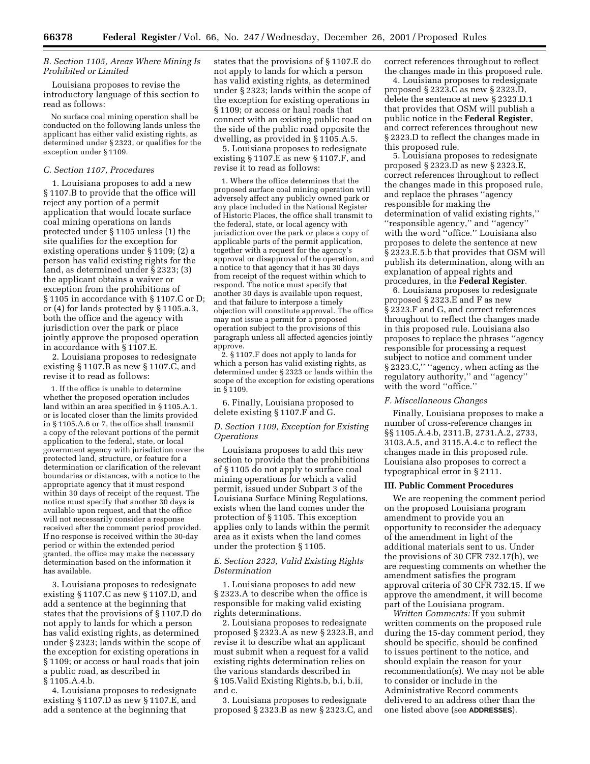### B. Section 1105, Areas Where Mining Is Prohibited or Limited

Louisiana proposes to revise the introductory language of this section to read as follows:

> No surface coal mining operation shall be conducted on the following lands unless the applicant has either valid existing rights, as determined under § 2323, or qualifies for the exception under § 1109.

### C. Section 1107, Procedures

1. Louisiana proposes to add a new § 1107.B to provide that the office will reject any portion of a permit application that would locate surface coal mining operations on lands protected under § 1105 unless (1) the site qualifies for the exception for existing operations under § 1109; (2) a person has valid existing rights for the land, as determined under § 2323; (3) the applicant obtains a waiver or exception from the prohibitions of § 1105 in accordance with § 1107.C or D; or (4) for lands protected by § 1105.a.3, both the office and the agency with jurisdiction over the park or place jointly approve the proposed operation in accordance with § 1107.E.

2. Louisiana proposes to redesignate existing § 1107.B as new § 1107.C, and revise it to read as follows:

> 1. If the office is unable to determine whether the proposed operation includes land within an area specified in § 1105.A.1. or is located closer than the limits provided in § 1105.A.6 or 7, the office shall transmit a copy of the relevant portions of the permit application to the federal, state, or local government agency with jurisdiction over the protected land, structure, or feature for a determination or clarification of the relevant boundaries or distances, with a notice to the appropriate agency that it must respond within 30 days of receipt of the request. The notice must specify that another 30 days is available upon request, and that the office will not necessarily consider a response received after the comment period provided. If no response is received within the 30-day period or within the extended period granted, the office may make the necessary determination based on the information it has available.

3. Louisiana proposes to redesignate existing § 1107.C as new § 1107.D, and add a sentence at the beginning that states that the provisions of § 1107.D do not apply to lands for which a person has valid existing rights, as determined under § 2323; lands within the scope of the exception for existing operations in § 1109; or access or haul roads that join a public road, as described in § 1105.A.4.b.

4. Louisiana proposes to redesignate existing § 1107.D as new § 1107.E, and add a sentence at the beginning that states that the provisions of § 1107.E do not apply to lands for which a person has valid existing rights, as determined under § 2323; lands within the scope of the exception for existing operations in § 1109; or access or haul roads that connect with an existing public road on the side of the public road opposite the dwelling, as provided in § 1105.A.5.

5. Louisiana proposes to redesignate existing § 1107.E as new § 1107.F, and revise it to read as follows:

> 1. Where the office determines that the proposed surface coal mining operation will adversely affect any publicly owned park or any place included in the National Register of Historic Places, the office shall transmit to the federal, state, or local agency with jurisdiction over the park or place a copy of applicable parts of the permit application, together with a request for the agency's approval or disapproval of the operation, and a notice to that agency that it has 30 days from receipt of the request within which to respond. The notice must specify that another 30 days is available upon request, and that failure to interpose a timely objection will constitute approval. The office may not issue a permit for a proposed operation subject to the provisions of this paragraph unless all affected agencies jointly approve.
>
> 2. § 1107.F does not apply to lands for which a person has valid existing rights, as determined under § 2323 or lands within the scope of the exception for existing operations in § 1109.

6. Finally, Louisiana proposed to delete existing § 1107.F and G.

### D. Section 1109, Exception for Existing Operations

Louisiana proposes to add this new section to provide that the prohibitions of § 1105 do not apply to surface coal mining operations for which a valid permit, issued under Subpart 3 of the Louisiana Surface Mining Regulations, exists when the land comes under the protection of § 1105. This exception applies only to lands within the permit area as it exists when the land comes under the protection § 1105.

### E. Section 2323, Valid Existing Rights Determination

1. Louisiana proposes to add new § 2323.A to describe when the office is responsible for making valid existing rights determinations.

2. Louisiana proposes to redesignate proposed § 2323.A as new § 2323.B, and revise it to describe what an applicant must submit when a request for a valid existing rights determination relies on the various standards described in § 105.Valid Existing Rights.b, b.i, b.ii, and c.

3. Louisiana proposes to redesignate proposed § 2323.B as new § 2323.C, and correct references throughout to reflect the changes made in this proposed rule.

4. Louisiana proposes to redesignate proposed § 2323.C as new § 2323.D, delete the sentence at new § 2323.D.1 that provides that OSM will publish a public notice in the **Federal Register**, and correct references throughout new § 2323.D to reflect the changes made in this proposed rule.

5. Louisiana proposes to redesignate proposed § 2323.D as new § 2323.E, correct references throughout to reflect the changes made in this proposed rule, and replace the phrases "agency responsible for making the determination of valid existing rights," "responsible agency," and "agency" with the word "office." Louisiana also proposes to delete the sentence at new § 2323.E.5.b that provides that OSM will publish its determination, along with an explanation of appeal rights and procedures, in the **Federal Register**.

6. Louisiana proposes to redesignate proposed § 2323.E and F as new § 2323.F and G, and correct references throughout to reflect the changes made in this proposed rule. Louisiana also proposes to replace the phrases "agency responsible for processing a request subject to notice and comment under § 2323.C," "agency, when acting as the regulatory authority," and "agency" with the word "office."

### F. Miscellaneous Changes

Finally, Louisiana proposes to make a number of cross-reference changes in §§ 1105.A.4.b, 2311.B, 2731.A.2, 2733, 3103.A.5, and 3115.A.4.c to reflect the changes made in this proposed rule. Louisiana also proposes to correct a typographical error in § 2111.

## III. Public Comment Procedures

We are reopening the comment period on the proposed Louisiana program amendment to provide you an opportunity to reconsider the adequacy of the amendment in light of the additional materials sent to us. Under the provisions of 30 CFR 732.17(h), we are requesting comments on whether the amendment satisfies the program approval criteria of 30 CFR 732.15. If we approve the amendment, it will become part of the Louisiana program.

*Written Comments:* If you submit written comments on the proposed rule during the 15-day comment period, they should be specific, should be confined to issues pertinent to the notice, and should explain the reason for your recommendation(s). We may not be able to consider or include in the Administrative Record comments delivered to an address other than the one listed above (see **ADDRESSES**).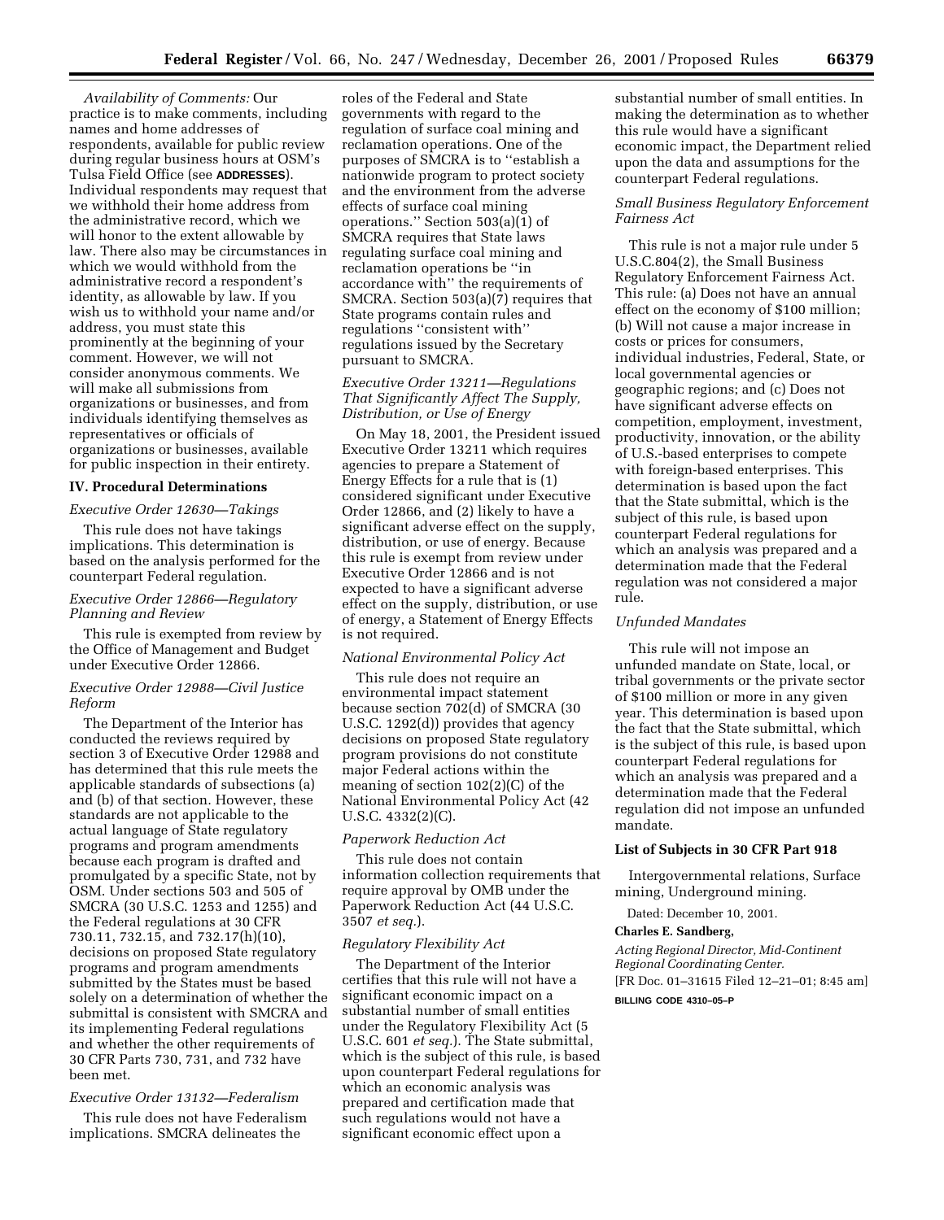*Availability of Comments:* Our practice is to make comments, including names and home addresses of respondents, available for public review during regular business hours at OSM's Tulsa Field Office (see **ADDRESSES**). Individual respondents may request that we withhold their home address from the administrative record, which we will honor to the extent allowable by law. There also may be circumstances in which we would withhold from the administrative record a respondent's identity, as allowable by law. If you wish us to withhold your name and/or address, you must state this prominently at the beginning of your comment. However, we will not consider anonymous comments. We will make all submissions from organizations or businesses, and from individuals identifying themselves as representatives or officials of organizations or businesses, available for public inspection in their entirety.

## IV. Procedural Determinations

### *Executive Order 12630—Takings*

This rule does not have takings implications. This determination is based on the analysis performed for the counterpart Federal regulation.

### *Executive Order 12866—Regulatory Planning and Review*

This rule is exempted from review by the Office of Management and Budget under Executive Order 12866.

### *Executive Order 12988—Civil Justice Reform*

The Department of the Interior has conducted the reviews required by section 3 of Executive Order 12988 and has determined that this rule meets the applicable standards of subsections (a) and (b) of that section. However, these standards are not applicable to the actual language of State regulatory programs and program amendments because each program is drafted and promulgated by a specific State, not by OSM. Under sections 503 and 505 of SMCRA (30 U.S.C. 1253 and 1255) and the Federal regulations at 30 CFR 730.11, 732.15, and 732.17(h)(10), decisions on proposed State regulatory programs and program amendments submitted by the States must be based solely on a determination of whether the submittal is consistent with SMCRA and its implementing Federal regulations and whether the other requirements of 30 CFR Parts 730, 731, and 732 have been met.

### *Executive Order 13132—Federalism*

This rule does not have Federalism implications. SMCRA delineates the roles of the Federal and State governments with regard to the regulation of surface coal mining and reclamation operations. One of the purposes of SMCRA is to ''establish a nationwide program to protect society and the environment from the adverse effects of surface coal mining operations.'' Section 503(a)(1) of SMCRA requires that State laws regulating surface coal mining and reclamation operations be ''in accordance with'' the requirements of SMCRA. Section 503(a)(7) requires that State programs contain rules and regulations ''consistent with'' regulations issued by the Secretary pursuant to SMCRA.

### *Executive Order 13211—Regulations That Significantly Affect The Supply, Distribution, or Use of Energy*

On May 18, 2001, the President issued Executive Order 13211 which requires agencies to prepare a Statement of Energy Effects for a rule that is (1) considered significant under Executive Order 12866, and (2) likely to have a significant adverse effect on the supply, distribution, or use of energy. Because this rule is exempt from review under Executive Order 12866 and is not expected to have a significant adverse effect on the supply, distribution, or use of energy, a Statement of Energy Effects is not required.

### *National Environmental Policy Act*

This rule does not require an environmental impact statement because section 702(d) of SMCRA (30 U.S.C. 1292(d)) provides that agency decisions on proposed State regulatory program provisions do not constitute major Federal actions within the meaning of section 102(2)(C) of the National Environmental Policy Act (42 U.S.C. 4332(2)(C).

### *Paperwork Reduction Act*

This rule does not contain information collection requirements that require approval by OMB under the Paperwork Reduction Act (44 U.S.C. 3507 *et seq.*).

### *Regulatory Flexibility Act*

The Department of the Interior certifies that this rule will not have a significant economic impact on a substantial number of small entities under the Regulatory Flexibility Act (5 U.S.C. 601 *et seq.*). The State submittal, which is the subject of this rule, is based upon counterpart Federal regulations for which an economic analysis was prepared and certification made that such regulations would not have a significant economic effect upon a substantial number of small entities. In making the determination as to whether this rule would have a significant economic impact, the Department relied upon the data and assumptions for the counterpart Federal regulations.

### *Small Business Regulatory Enforcement Fairness Act*

This rule is not a major rule under 5 U.S.C.804(2), the Small Business Regulatory Enforcement Fairness Act. This rule: (a) Does not have an annual effect on the economy of $100 million; (b) Will not cause a major increase in costs or prices for consumers, individual industries, Federal, State, or local governmental agencies or geographic regions; and (c) Does not have significant adverse effects on competition, employment, investment, productivity, innovation, or the ability of U.S.-based enterprises to compete with foreign-based enterprises. This determination is based upon the fact that the State submittal, which is the subject of this rule, is based upon counterpart Federal regulations for which an analysis was prepared and a determination made that the Federal regulation was not considered a major rule.

### *Unfunded Mandates*

This rule will not impose an unfunded mandate on State, local, or tribal governments or the private sector of $100 million or more in any given year. This determination is based upon the fact that the State submittal, which is the subject of this rule, is based upon counterpart Federal regulations for which an analysis was prepared and a determination made that the Federal regulation did not impose an unfunded mandate.

## List of Subjects in 30 CFR Part 918

Intergovernmental relations, Surface mining, Underground mining.

Dated: December 10, 2001.

**Charles E. Sandberg,**

*Acting Regional Director, Mid-Continent Regional Coordinating Center.*

[FR Doc. 01–31615 Filed 12–21–01; 8:45 am]

**BILLING CODE 4310–05–P**